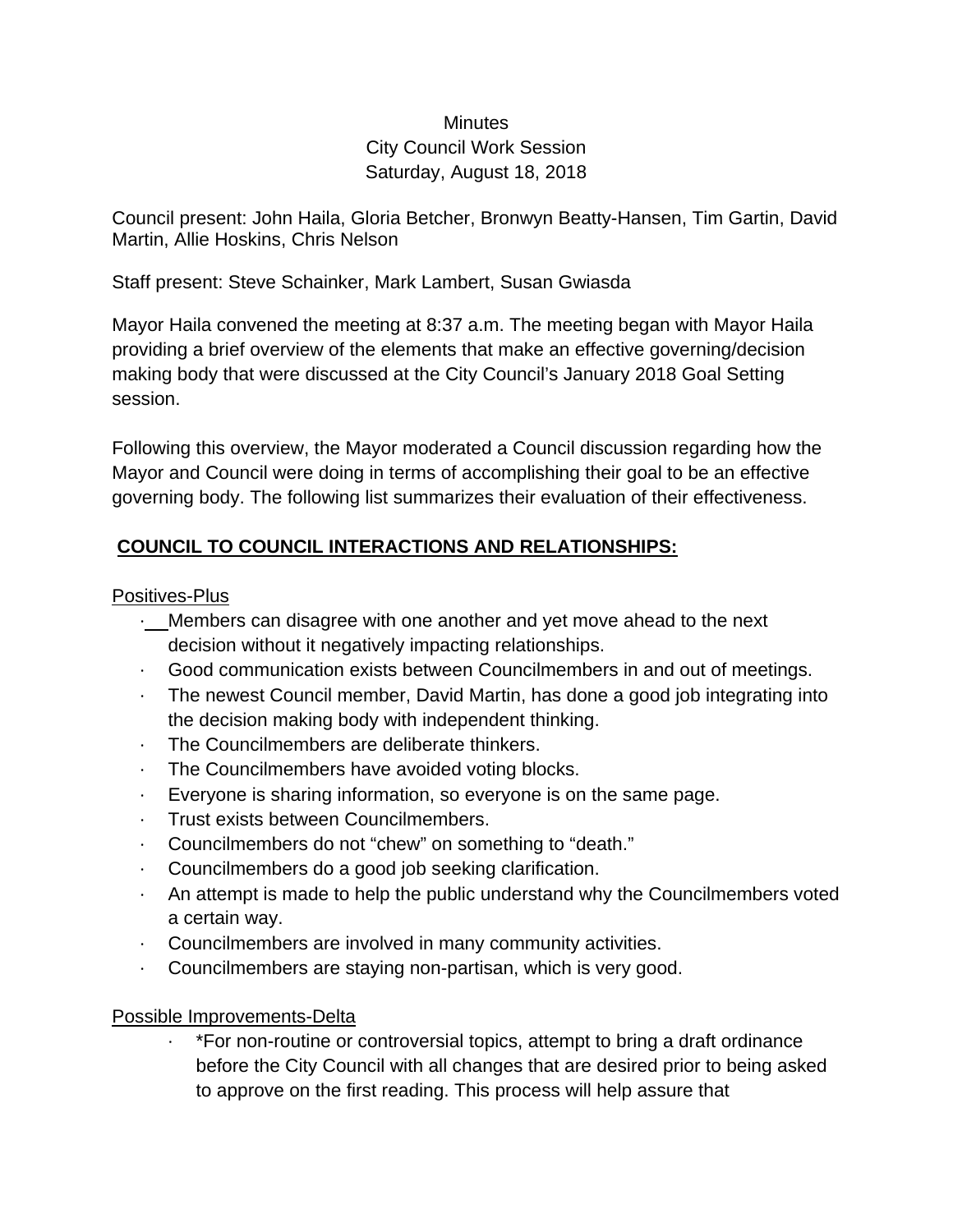Minutes
City Council Work Session
Saturday, August 18, 2018

Council present: John Haila, Gloria Betcher, Bronwyn Beatty-Hansen, Tim Gartin, David Martin, Allie Hoskins, Chris Nelson

Staff present: Steve Schainker, Mark Lambert, Susan Gwiasda

Mayor Haila convened the meeting at 8:37 a.m. The meeting began with Mayor Haila providing a brief overview of the elements that make an effective governing/decision making body that were discussed at the City Council's January 2018 Goal Setting session.

Following this overview, the Mayor moderated a Council discussion regarding how the Mayor and Council were doing in terms of accomplishing their goal to be an effective governing body. The following list summarizes their evaluation of their effectiveness.

## COUNCIL TO COUNCIL INTERACTIONS AND RELATIONSHIPS:

Positives-Plus

- Members can disagree with one another and yet move ahead to the next decision without it negatively impacting relationships.
- Good communication exists between Councilmembers in and out of meetings.
- The newest Council member, David Martin, has done a good job integrating into the decision making body with independent thinking.
- The Councilmembers are deliberate thinkers.
- The Councilmembers have avoided voting blocks.
- Everyone is sharing information, so everyone is on the same page.
- Trust exists between Councilmembers.
- Councilmembers do not "chew" on something to "death."
- Councilmembers do a good job seeking clarification.
- An attempt is made to help the public understand why the Councilmembers voted a certain way.
- Councilmembers are involved in many community activities.
- Councilmembers are staying non-partisan, which is very good.

Possible Improvements-Delta

- *For non-routine or controversial topics, attempt to bring a draft ordinance before the City Council with all changes that are desired prior to being asked to approve on the first reading. This process will help assure that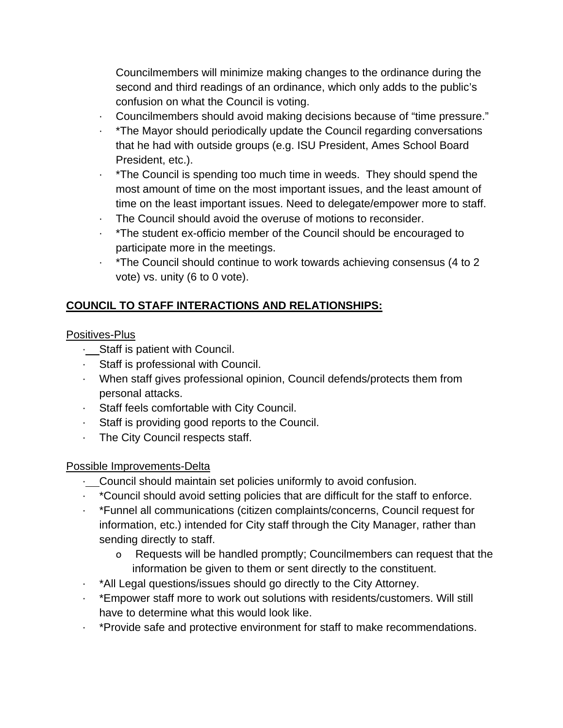Councilmembers will minimize making changes to the ordinance during the second and third readings of an ordinance, which only adds to the public's confusion on what the Council is voting.

- Councilmembers should avoid making decisions because of "time pressure."
- *The Mayor should periodically update the Council regarding conversations that he had with outside groups (e.g. ISU President, Ames School Board President, etc.).
- *The Council is spending too much time in weeds. They should spend the most amount of time on the most important issues, and the least amount of time on the least important issues. Need to delegate/empower more to staff.
- The Council should avoid the overuse of motions to reconsider.
- *The student ex-officio member of the Council should be encouraged to participate more in the meetings.
- *The Council should continue to work towards achieving consensus (4 to 2 vote) vs. unity (6 to 0 vote).

## COUNCIL TO STAFF INTERACTIONS AND RELATIONSHIPS:

Positives-Plus

- Staff is patient with Council.
- Staff is professional with Council.
- When staff gives professional opinion, Council defends/protects them from personal attacks.
- Staff feels comfortable with City Council.
- Staff is providing good reports to the Council.
- The City Council respects staff.

Possible Improvements-Delta

- Council should maintain set policies uniformly to avoid confusion.
- *Council should avoid setting policies that are difficult for the staff to enforce.
- *Funnel all communications (citizen complaints/concerns, Council request for information, etc.) intended for City staff through the City Manager, rather than sending directly to staff.
  - Requests will be handled promptly; Councilmembers can request that the information be given to them or sent directly to the constituent.
- *All Legal questions/issues should go directly to the City Attorney.
- *Empower staff more to work out solutions with residents/customers. Will still have to determine what this would look like.
- *Provide safe and protective environment for staff to make recommendations.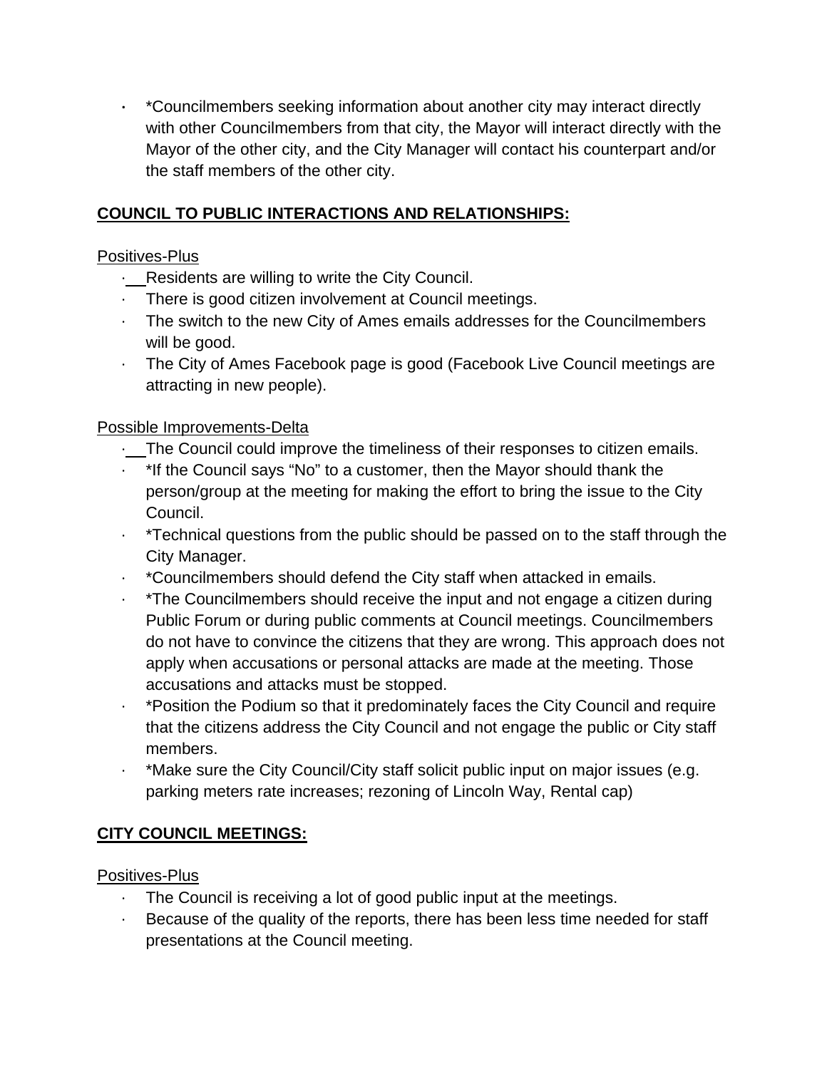- *Councilmembers seeking information about another city may interact directly with other Councilmembers from that city, the Mayor will interact directly with the Mayor of the other city, and the City Manager will contact his counterpart and/or the staff members of the other city.

**COUNCIL TO PUBLIC INTERACTIONS AND RELATIONSHIPS:**

Positives-Plus

- Residents are willing to write the City Council.
- There is good citizen involvement at Council meetings.
- The switch to the new City of Ames emails addresses for the Councilmembers will be good.
- The City of Ames Facebook page is good (Facebook Live Council meetings are attracting in new people).

Possible Improvements-Delta

- The Council could improve the timeliness of their responses to citizen emails.
- *If the Council says "No" to a customer, then the Mayor should thank the person/group at the meeting for making the effort to bring the issue to the City Council.
- *Technical questions from the public should be passed on to the staff through the City Manager.
- *Councilmembers should defend the City staff when attacked in emails.
- *The Councilmembers should receive the input and not engage a citizen during Public Forum or during public comments at Council meetings. Councilmembers do not have to convince the citizens that they are wrong. This approach does not apply when accusations or personal attacks are made at the meeting. Those accusations and attacks must be stopped.
- *Position the Podium so that it predominately faces the City Council and require that the citizens address the City Council and not engage the public or City staff members.
- *Make sure the City Council/City staff solicit public input on major issues (e.g. parking meters rate increases; rezoning of Lincoln Way, Rental cap)

**CITY COUNCIL MEETINGS:**

Positives-Plus

- The Council is receiving a lot of good public input at the meetings.
- Because of the quality of the reports, there has been less time needed for staff presentations at the Council meeting.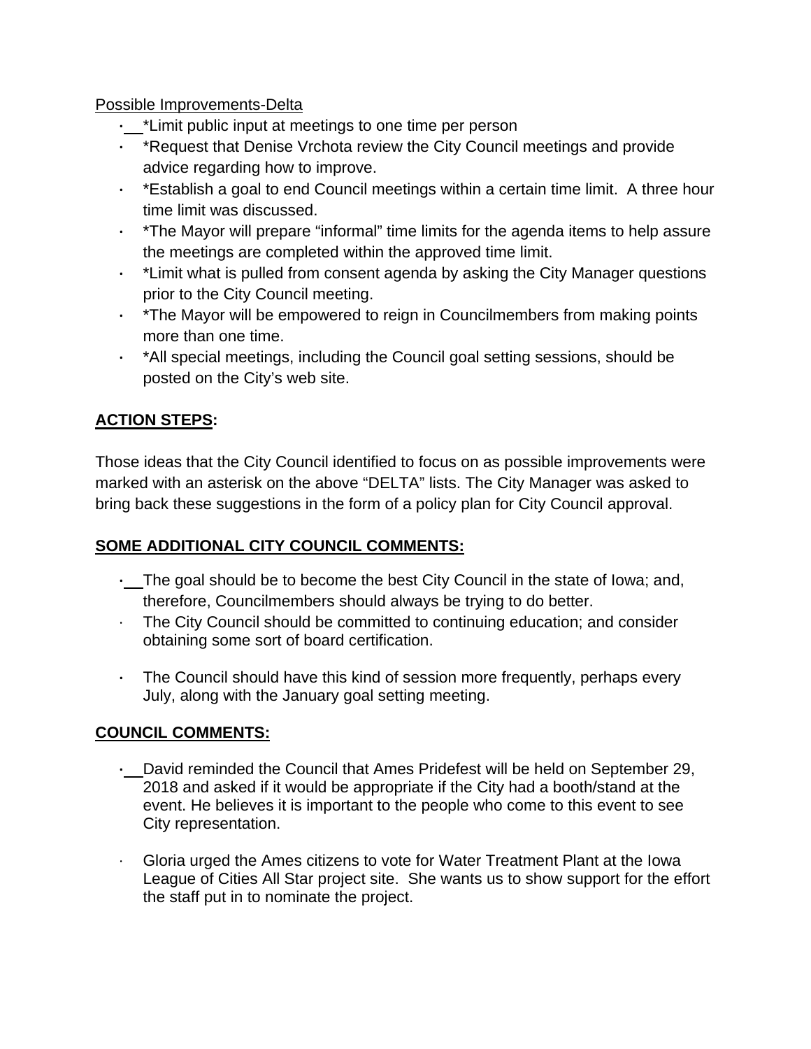Possible Improvements-Delta

- *Limit public input at meetings to one time per person
- *Request that Denise Vrchota review the City Council meetings and provide advice regarding how to improve.
- *Establish a goal to end Council meetings within a certain time limit. A three hour time limit was discussed.
- *The Mayor will prepare "informal" time limits for the agenda items to help assure the meetings are completed within the approved time limit.
- *Limit what is pulled from consent agenda by asking the City Manager questions prior to the City Council meeting.
- *The Mayor will be empowered to reign in Councilmembers from making points more than one time.
- *All special meetings, including the Council goal setting sessions, should be posted on the City's web site.

**ACTION STEPS:**

Those ideas that the City Council identified to focus on as possible improvements were marked with an asterisk on the above "DELTA" lists. The City Manager was asked to bring back these suggestions in the form of a policy plan for City Council approval.

**SOME ADDITIONAL CITY COUNCIL COMMENTS:**

- The goal should be to become the best City Council in the state of Iowa; and, therefore, Councilmembers should always be trying to do better.
- The City Council should be committed to continuing education; and consider obtaining some sort of board certification.
- The Council should have this kind of session more frequently, perhaps every July, along with the January goal setting meeting.

**COUNCIL COMMENTS:**

- David reminded the Council that Ames Pridefest will be held on September 29, 2018 and asked if it would be appropriate if the City had a booth/stand at the event. He believes it is important to the people who come to this event to see City representation.
- Gloria urged the Ames citizens to vote for Water Treatment Plant at the Iowa League of Cities All Star project site. She wants us to show support for the effort the staff put in to nominate the project.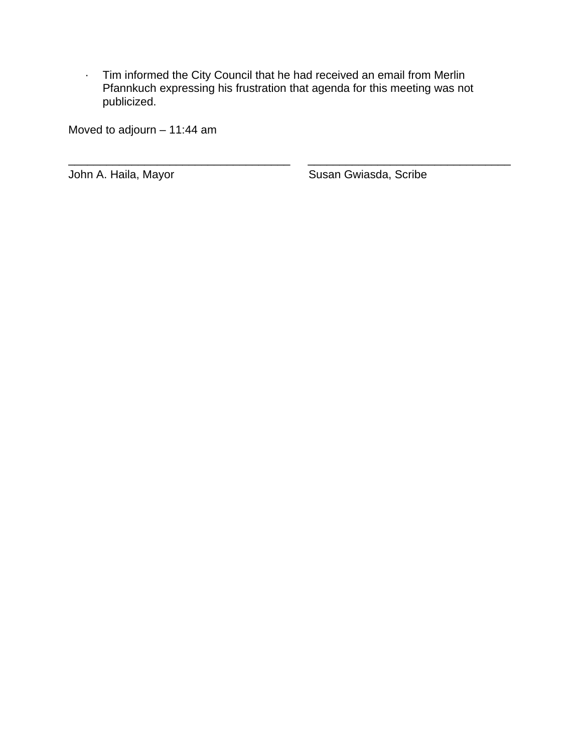- Tim informed the City Council that he had received an email from Merlin Pfannkuch expressing his frustration that agenda for this meeting was not publicized.

Moved to adjourn – 11:44 am

| | |
|---|---|
| ___________________________________ | ________________________________ |
| John A. Haila, Mayor | Susan Gwiasda, Scribe |